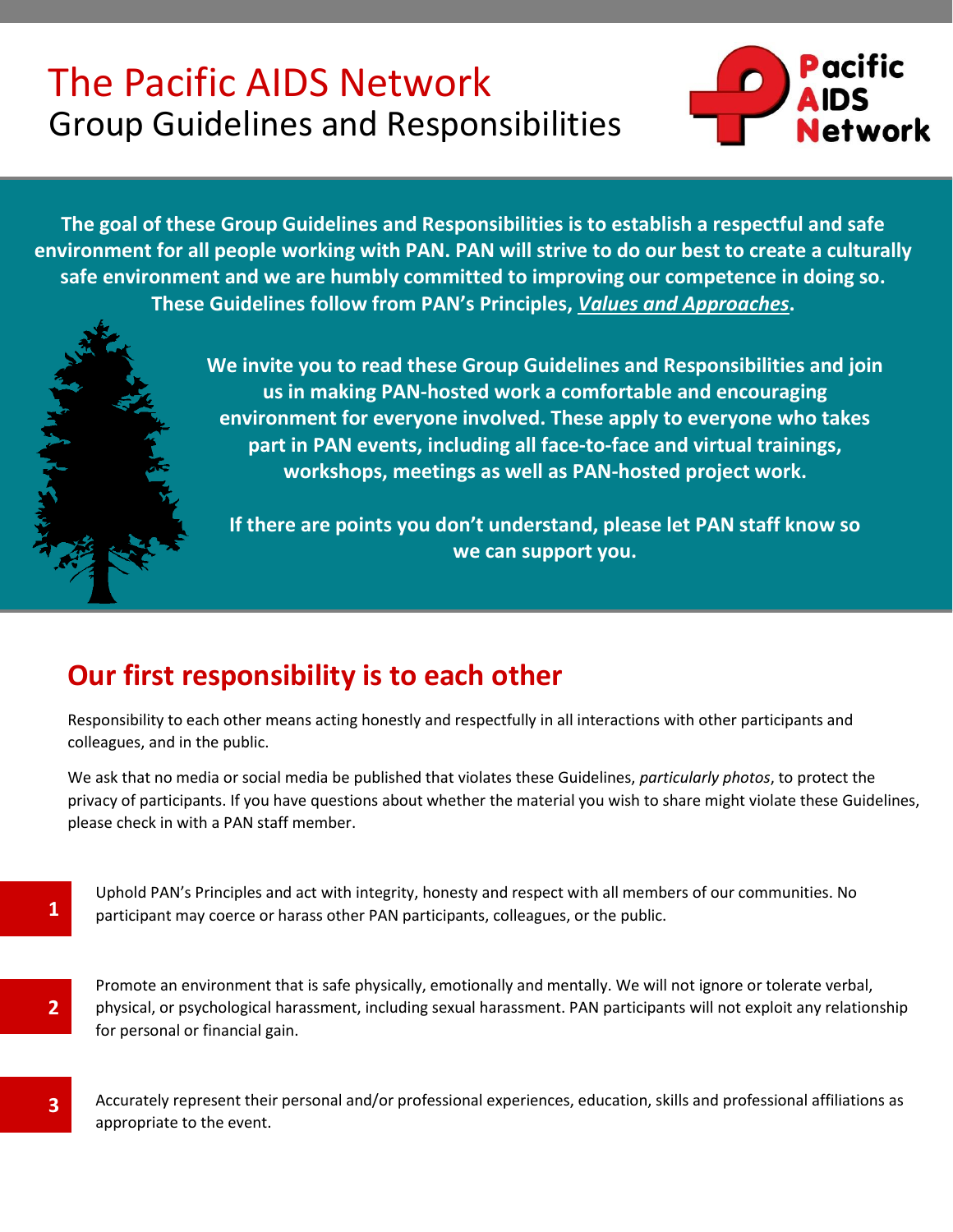# The Pacific AIDS Network

## Group Guidelines and Responsibilities

**The goal of these Group Guidelines and Responsibilities is to establish a respectful and safe environment for all people working with PAN. PAN will strive to do our best to create a culturally safe environment and we are humbly committed to improving our competence in doing so. These Guidelines follow from PAN's Principles, *Values and Approaches*.**

**We invite you to read these Group Guidelines and Responsibilities and join us in making PAN-hosted work a comfortable and encouraging environment for everyone involved. These apply to everyone who takes part in PAN events, including all face-to-face and virtual trainings, workshops, meetings as well as PAN-hosted project work.**

**If there are points you don't understand, please let PAN staff know so we can support you.**

## Our first responsibility is to each other

Responsibility to each other means acting honestly and respectfully in all interactions with other participants and colleagues, and in the public.

We ask that no media or social media be published that violates these Guidelines, *particularly photos*, to protect the privacy of participants. If you have questions about whether the material you wish to share might violate these Guidelines, please check in with a PAN staff member.

1. Uphold PAN's Principles and act with integrity, honesty and respect with all members of our communities. No participant may coerce or harass other PAN participants, colleagues, or the public.

2. Promote an environment that is safe physically, emotionally and mentally. We will not ignore or tolerate verbal, physical, or psychological harassment, including sexual harassment. PAN participants will not exploit any relationship for personal or financial gain.

3. Accurately represent their personal and/or professional experiences, education, skills and professional affiliations as appropriate to the event.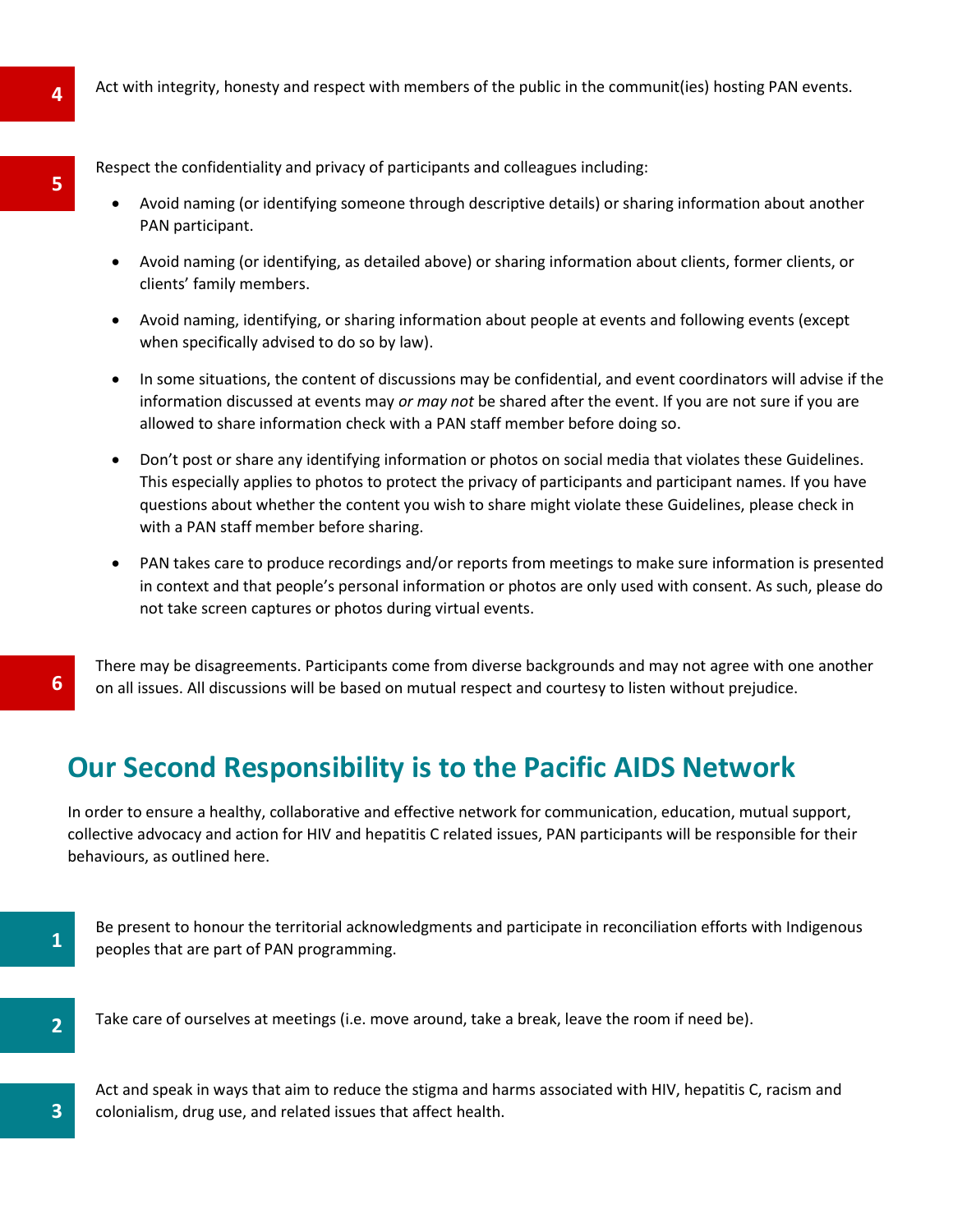4. Act with integrity, honesty and respect with members of the public in the communit(ies) hosting PAN events.

5. Respect the confidentiality and privacy of participants and colleagues including:

   - Avoid naming (or identifying someone through descriptive details) or sharing information about another PAN participant.
   - Avoid naming (or identifying, as detailed above) or sharing information about clients, former clients, or clients' family members.
   - Avoid naming, identifying, or sharing information about people at events and following events (except when specifically advised to do so by law).
   - In some situations, the content of discussions may be confidential, and event coordinators will advise if the information discussed at events may *or may not* be shared after the event. If you are not sure if you are allowed to share information check with a PAN staff member before doing so.
   - Don't post or share any identifying information or photos on social media that violates these Guidelines. This especially applies to photos to protect the privacy of participants and participant names. If you have questions about whether the content you wish to share might violate these Guidelines, please check in with a PAN staff member before sharing.
   - PAN takes care to produce recordings and/or reports from meetings to make sure information is presented in context and that people's personal information or photos are only used with consent. As such, please do not take screen captures or photos during virtual events.

6. There may be disagreements. Participants come from diverse backgrounds and may not agree with one another on all issues. All discussions will be based on mutual respect and courtesy to listen without prejudice.

## Our Second Responsibility is to the Pacific AIDS Network

In order to ensure a healthy, collaborative and effective network for communication, education, mutual support, collective advocacy and action for HIV and hepatitis C related issues, PAN participants will be responsible for their behaviours, as outlined here.

1. Be present to honour the territorial acknowledgments and participate in reconciliation efforts with Indigenous peoples that are part of PAN programming.

2. Take care of ourselves at meetings (i.e. move around, take a break, leave the room if need be).

3. Act and speak in ways that aim to reduce the stigma and harms associated with HIV, hepatitis C, racism and colonialism, drug use, and related issues that affect health.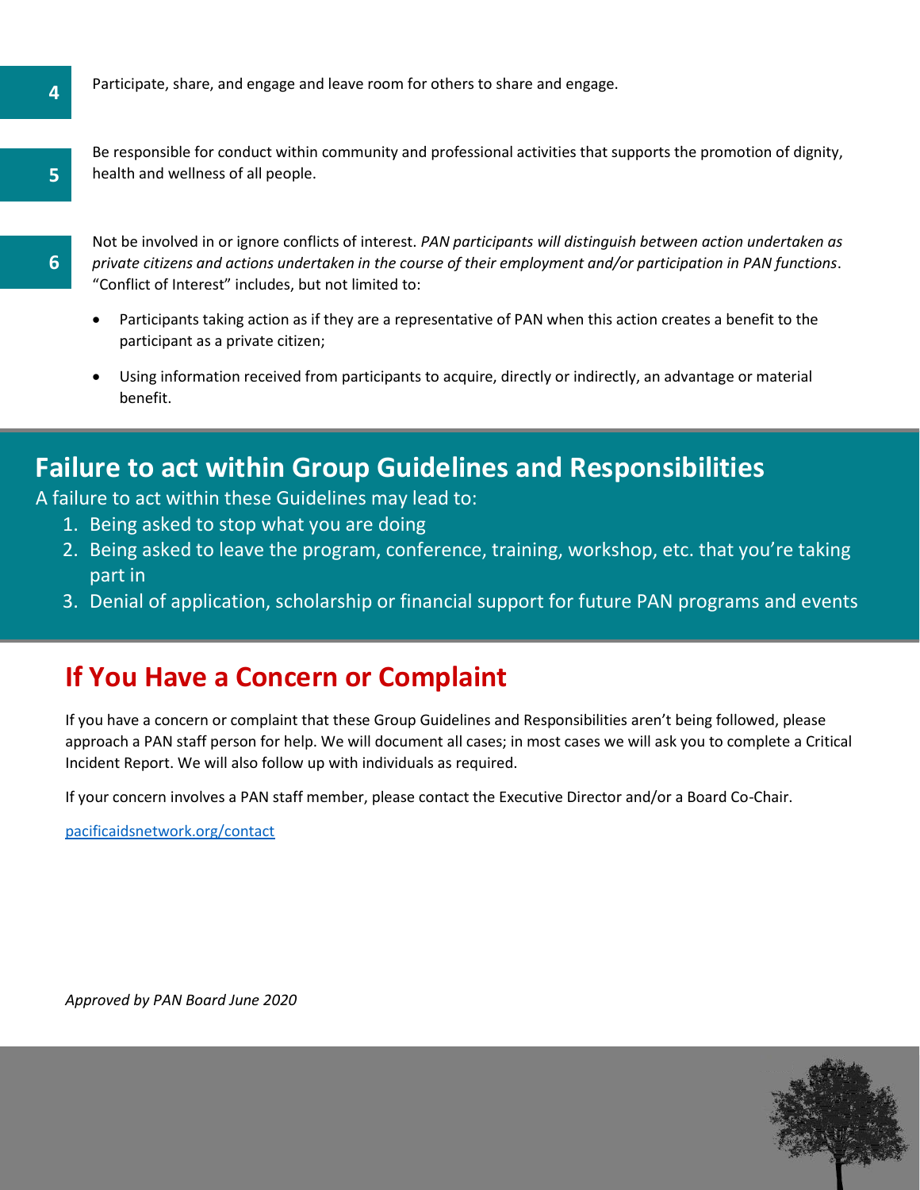4. Participate, share, and engage and leave room for others to share and engage.

5. Be responsible for conduct within community and professional activities that supports the promotion of dignity, health and wellness of all people.

6. Not be involved in or ignore conflicts of interest. *PAN participants will distinguish between action undertaken as private citizens and actions undertaken in the course of their employment and/or participation in PAN functions*. "Conflict of Interest" includes, but not limited to:

   - Participants taking action as if they are a representative of PAN when this action creates a benefit to the participant as a private citizen;
   - Using information received from participants to acquire, directly or indirectly, an advantage or material benefit.

## Failure to act within Group Guidelines and Responsibilities

A failure to act within these Guidelines may lead to:

1. Being asked to stop what you are doing
2. Being asked to leave the program, conference, training, workshop, etc. that you're taking part in
3. Denial of application, scholarship or financial support for future PAN programs and events

## If You Have a Concern or Complaint

If you have a concern or complaint that these Group Guidelines and Responsibilities aren't being followed, please approach a PAN staff person for help. We will document all cases; in most cases we will ask you to complete a Critical Incident Report. We will also follow up with individuals as required.

If your concern involves a PAN staff member, please contact the Executive Director and/or a Board Co-Chair.

[pacificaidsnetwork.org/contact](pacificaidsnetwork.org/contact)

*Approved by PAN Board June 2020*